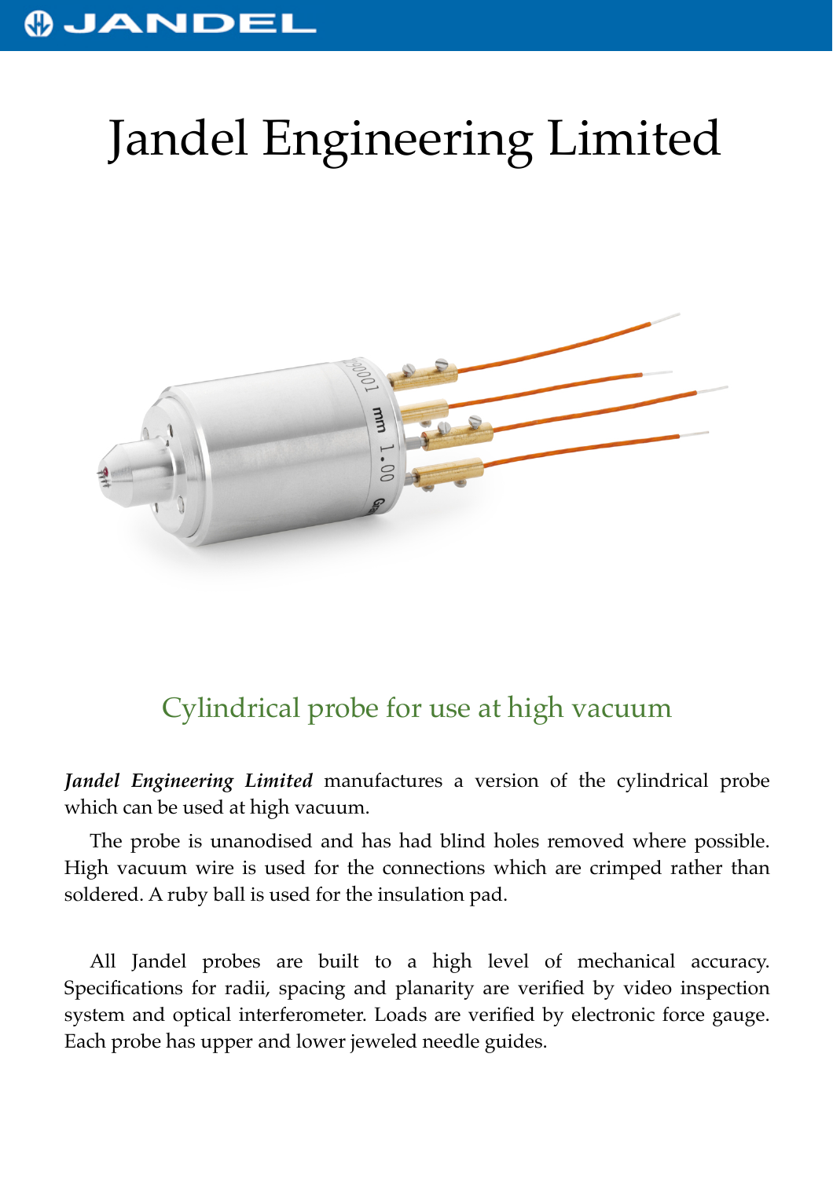# Jandel Engineering Limited

## Cylindrical probe for use at high vacuum

***Jandel Engineering Limited*** manufactures a version of the cylindrical probe which can be used at high vacuum.

The probe is unanodised and has had blind holes removed where possible. High vacuum wire is used for the connections which are crimped rather than soldered. A ruby ball is used for the insulation pad.

All Jandel probes are built to a high level of mechanical accuracy. Specifications for radii, spacing and planarity are verified by video inspection system and optical interferometer. Loads are verified by electronic force gauge. Each probe has upper and lower jeweled needle guides.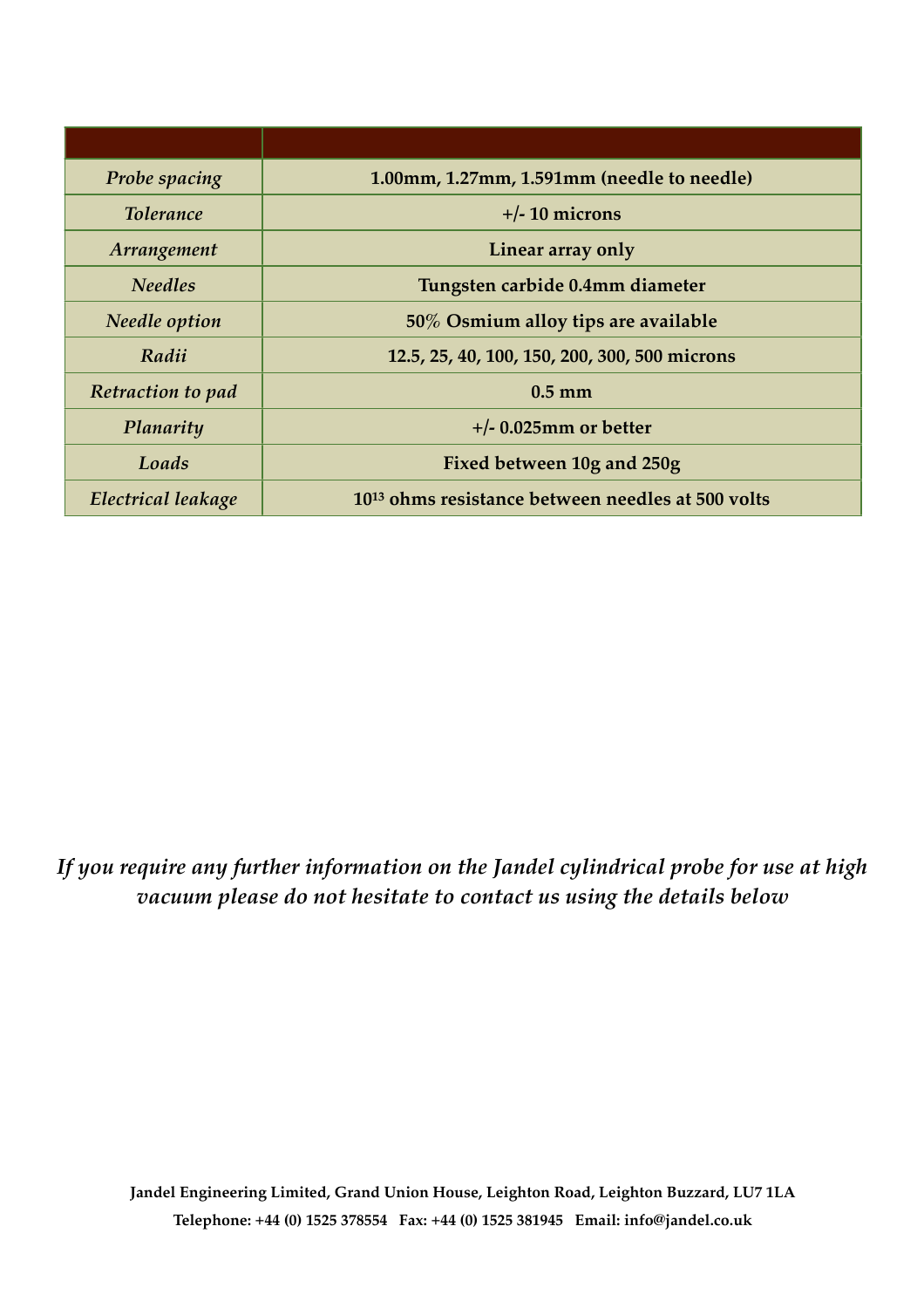| | |
|---|---|
| *Probe spacing* | **1.00mm, 1.27mm, 1.591mm (needle to needle)** |
| *Tolerance* | **+/- 10 microns** |
| *Arrangement* | **Linear array only** |
| *Needles* | **Tungsten carbide 0.4mm diameter** |
| *Needle option* | **50% Osmium alloy tips are available** |
| *Radii* | **12.5, 25, 40, 100, 150, 200, 300, 500 microns** |
| *Retraction to pad* | **0.5 mm** |
| *Planarity* | **+/- 0.025mm or better** |
| *Loads* | **Fixed between 10g and 250g** |
| *Electrical leakage* | **$10^{13}$ ohms resistance between needles at 500 volts** |

***If you require any further information on the Jandel cylindrical probe for use at high vacuum please do not hesitate to contact us using the details below***

**Jandel Engineering Limited, Grand Union House, Leighton Road, Leighton Buzzard, LU7 1LA**

**Telephone: +44 (0) 1525 378554 Fax: +44 (0) 1525 381945 Email: info@jandel.co.uk**